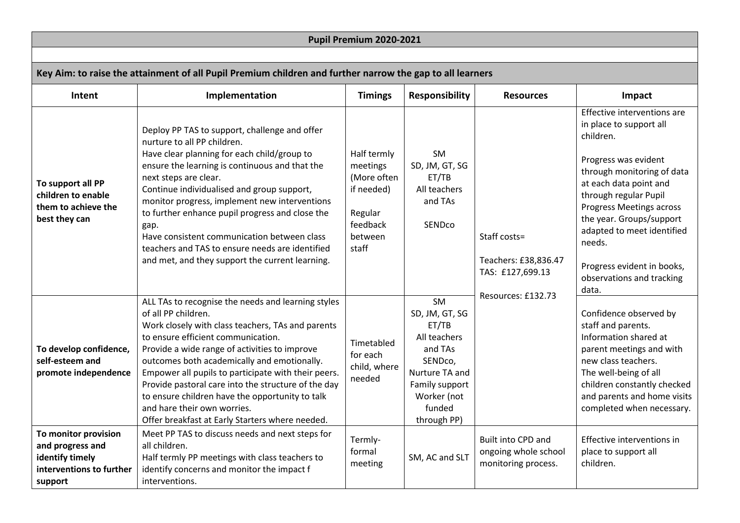## Pupil Premium 2020-2021

### Key Aim: to raise the attainment of all Pupil Premium children and further narrow the gap to all learners

| Intent | Implementation | Timings | Responsibility | Resources | Impact |
|---|---|---|---|---|---|
| **To support all PP children to enable them to achieve the best they can** | Deploy PP TAS to support, challenge and offer nurture to all PP children.<br>Have clear planning for each child/group to ensure the learning is continuous and that the next steps are clear.<br>Continue individualised and group support, monitor progress, implement new interventions to further enhance pupil progress and close the gap.<br>Have consistent communication between class teachers and TAS to ensure needs are identified and met, and they support the current learning. | Half termly meetings (More often if needed)<br><br>Regular feedback between staff | SM<br>SD, JM, GT, SG<br>ET/TB<br>All teachers and TAs<br><br>SENDco | Staff costs=<br><br>Teachers: £38,836.47<br>TAS: £127,699.13<br><br>Resources: £132.73 | Effective interventions are in place to support all children.<br><br>Progress was evident through monitoring of data at each data point and through regular Pupil Progress Meetings across the year. Groups/support adapted to meet identified needs.<br><br>Progress evident in books, observations and tracking data. |
| **To develop confidence, self-esteem and promote independence** | ALL TAs to recognise the needs and learning styles of all PP children.<br>Work closely with class teachers, TAs and parents to ensure efficient communication.<br>Provide a wide range of activities to improve outcomes both academically and emotionally.<br>Empower all pupils to participate with their peers.<br>Provide pastoral care into the structure of the day to ensure children have the opportunity to talk and hare their own worries.<br>Offer breakfast at Early Starters where needed. | Timetabled for each child, where needed | SM<br>SD, JM, GT, SG<br>ET/TB<br>All teachers and TAs<br>SENDco,<br>Nurture TA and Family support Worker (not funded through PP) | | Confidence observed by staff and parents.<br>Information shared at parent meetings and with new class teachers.<br>The well-being of all children constantly checked and parents and home visits completed when necessary. |
| **To monitor provision and progress and identify timely interventions to further support** | Meet PP TAS to discuss needs and next steps for all children.<br>Half termly PP meetings with class teachers to identify concerns and monitor the impact f interventions. | Termly- formal meeting | SM, AC and SLT | Built into CPD and ongoing whole school monitoring process. | Effective interventions in place to support all children. |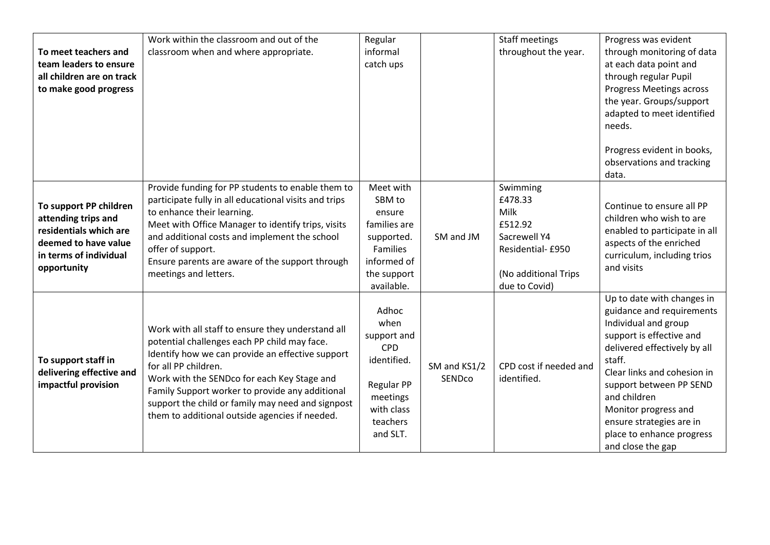| | | | | | |
|---|---|---|---|---|---|
| **To meet teachers and team leaders to ensure all children are on track to make good progress** | Work within the classroom and out of the classroom when and where appropriate. | Regular informal catch ups | | Staff meetings throughout the year. | Progress was evident through monitoring of data at each data point and through regular Pupil Progress Meetings across the year. Groups/support adapted to meet identified needs.<br><br>Progress evident in books, observations and tracking data. |
| **To support PP children attending trips and residentials which are deemed to have value in terms of individual opportunity** | Provide funding for PP students to enable them to participate fully in all educational visits and trips to enhance their learning.<br>Meet with Office Manager to identify trips, visits and additional costs and implement the school offer of support.<br>Ensure parents are aware of the support through meetings and letters. | Meet with SBM to ensure families are supported. Families informed of the support available. | SM and JM | Swimming<br>£478.33<br>Milk<br>£512.92<br>Sacrewell Y4 Residential- £950<br><br>(No additional Trips due to Covid) | Continue to ensure all PP children who wish to are enabled to participate in all aspects of the enriched curriculum, including trios and visits |
| **To support staff in delivering effective and impactful provision** | Work with all staff to ensure they understand all potential challenges each PP child may face.<br>Identify how we can provide an effective support for all PP children.<br>Work with the SENDco for each Key Stage and Family Support worker to provide any additional support the child or family may need and signpost them to additional outside agencies if needed. | Adhoc when support and CPD identified.<br><br>Regular PP meetings with class teachers and SLT. | SM and KS1/2 SENDco | CPD cost if needed and identified. | Up to date with changes in guidance and requirements<br>Individual and group support is effective and delivered effectively by all staff.<br>Clear links and cohesion in support between PP SEND and children<br>Monitor progress and ensure strategies are in place to enhance progress and close the gap |